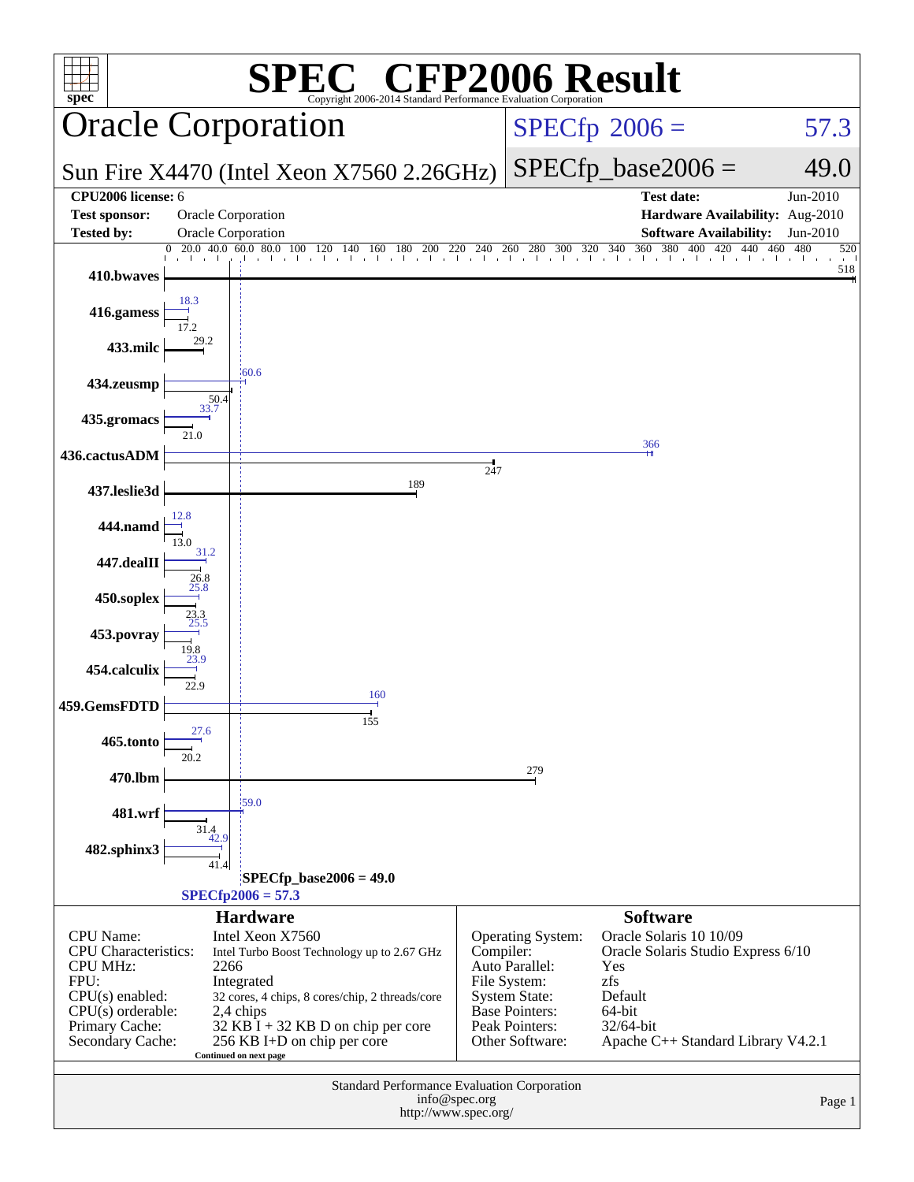# SPEC CFP2006 Result

Copyright 2006-2014 Standard Performance Evaluation Corporation

## Oracle Corporation

**Sun Fire X4470 (Intel Xeon X7560 2.26GHz)**

SPECfp 2006 = 57.3

SPECfp_base2006 = 49.0

| | | | |
|---|---|---|---|
| **CPU2006 license:** 6 | | **Test date:** | Jun-2010 |
| **Test sponsor:** | Oracle Corporation | **Hardware Availability:** | Aug-2010 |
| **Tested by:** | Oracle Corporation | **Software Availability:** | Jun-2010 |

| Benchmark | Peak | Base |
|---|---|---|
| 410.bwaves | | 518 |
| 416.gamess | 18.3 | 17.2 |
| 433.milc | | 29.2 |
| 434.zeusmp | 60.6 | 50.4 |
| 435.gromacs | 33.7 | 21.0 |
| 436.cactusADM | 366 | 247 |
| 437.leslie3d | | 189 |
| 444.namd | 12.8 | 13.0 |
| 447.dealII | 31.2 | 26.8 |
| 450.soplex | 25.8 | 23.3 |
| 453.povray | 25.5 | 19.8 |
| 454.calculix | 23.9 | 22.9 |
| 459.GemsFDTD | 160 | 155 |
| 465.tonto | 27.6 | 20.2 |
| 470.lbm | | 279 |
| 481.wrf | 59.0 | 31.4 |
| 482.sphinx3 | 42.9 | 41.4 |

SPECfp_base2006 = 49.0

SPECfp2006 = 57.3

### Hardware

| | |
|---|---|
| CPU Name: | Intel Xeon X7560 |
| CPU Characteristics: | Intel Turbo Boost Technology up to 2.67 GHz |
| CPU MHz: | 2266 |
| FPU: | Integrated |
| CPU(s) enabled: | 32 cores, 4 chips, 8 cores/chip, 2 threads/core |
| CPU(s) orderable: | 2,4 chips |
| Primary Cache: | 32 KB I + 32 KB D on chip per core |
| Secondary Cache: | 256 KB I+D on chip per core |

Continued on next page

### Software

| | |
|---|---|
| Operating System: | Oracle Solaris 10 10/09 |
| Compiler: | Oracle Solaris Studio Express 6/10 |
| Auto Parallel: | Yes |
| File System: | zfs |
| System State: | Default |
| Base Pointers: | 64-bit |
| Peak Pointers: | 32/64-bit |
| Other Software: | Apache C++ Standard Library V4.2.1 |

Standard Performance Evaluation Corporation
info@spec.org
http://www.spec.org/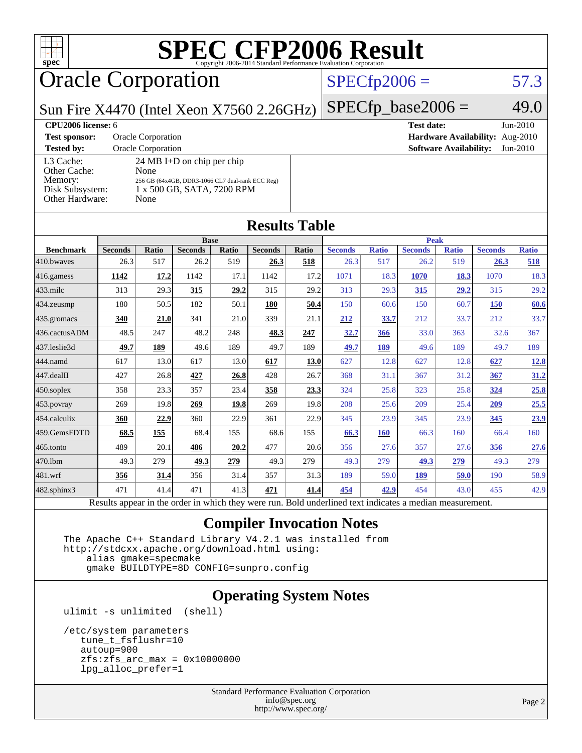# SPEC CFP2006 Result

Copyright 2006-2014 Standard Performance Evaluation Corporation

## Oracle Corporation

**Sun Fire X4470 (Intel Xeon X7560 2.26GHz)**

SPECfp2006 = 57.3

SPECfp_base2006 = 49.0

**CPU2006 license:** 6
**Test sponsor:** Oracle Corporation
**Tested by:** Oracle Corporation

**Test date:** Jun-2010
**Hardware Availability:** Aug-2010
**Software Availability:** Jun-2010

| | |
|---|---|
| L3 Cache: | 24 MB I+D on chip per chip |
| Other Cache: | None |
| Memory: | 256 GB (64x4GB, DDR3-1066 CL7 dual-rank ECC Reg) |
| Disk Subsystem: | 1 x 500 GB, SATA, 7200 RPM |
| Other Hardware: | None |

## Results Table

| | Base | | | | | | Peak | | | | | |
|---|---|---|---|---|---|---|---|---|---|---|---|---|
| **Benchmark** | **Seconds** | **Ratio** | **Seconds** | **Ratio** | **Seconds** | **Ratio** | **Seconds** | **Ratio** | **Seconds** | **Ratio** | **Seconds** | **Ratio** |
| 410.bwaves | 26.3 | 517 | 26.2 | 519 | **26.3** | **518** | 26.3 | 517 | 26.2 | 519 | **26.3** | **518** |
| 416.gamess | **1142** | **17.2** | 1142 | 17.1 | 1142 | 17.2 | 1071 | 18.3 | **1070** | **18.3** | 1070 | 18.3 |
| 433.milc | 313 | 29.3 | **315** | **29.2** | 315 | 29.2 | 313 | 29.3 | **315** | **29.2** | 315 | 29.2 |
| 434.zeusmp | 180 | 50.5 | 182 | 50.1 | **180** | **50.4** | 150 | 60.6 | 150 | 60.7 | **150** | **60.6** |
| 435.gromacs | **340** | **21.0** | 341 | 21.0 | 339 | 21.1 | **212** | **33.7** | 212 | 33.7 | 212 | 33.7 |
| 436.cactusADM | 48.5 | 247 | 48.2 | 248 | **48.3** | **247** | **32.7** | **366** | 33.0 | 363 | 32.6 | 367 |
| 437.leslie3d | **49.7** | **189** | 49.6 | 189 | 49.7 | 189 | **49.7** | **189** | 49.6 | 189 | 49.7 | 189 |
| 444.namd | 617 | 13.0 | 617 | 13.0 | **617** | **13.0** | 627 | 12.8 | 627 | 12.8 | **627** | **12.8** |
| 447.dealII | 427 | 26.8 | **427** | **26.8** | 428 | 26.7 | 368 | 31.1 | 367 | 31.2 | **367** | **31.2** |
| 450.soplex | 358 | 23.3 | 357 | 23.4 | **358** | **23.3** | 324 | 25.8 | 323 | 25.8 | **324** | **25.8** |
| 453.povray | 269 | 19.8 | **269** | **19.8** | 269 | 19.8 | 208 | 25.6 | 209 | 25.4 | **209** | **25.5** |
| 454.calculix | **360** | **22.9** | 360 | 22.9 | 361 | 22.9 | 345 | 23.9 | 345 | 23.9 | **345** | **23.9** |
| 459.GemsFDTD | **68.5** | **155** | 68.4 | 155 | 68.6 | 155 | **66.3** | **160** | 66.3 | 160 | 66.4 | 160 |
| 465.tonto | 489 | 20.1 | **486** | **20.2** | 477 | 20.6 | 356 | 27.6 | 357 | 27.6 | **356** | **27.6** |
| 470.lbm | 49.3 | 279 | **49.3** | **279** | 49.3 | 279 | 49.3 | 279 | **49.3** | **279** | 49.3 | 279 |
| 481.wrf | **356** | **31.4** | 356 | 31.4 | 357 | 31.3 | 189 | 59.0 | **189** | **59.0** | 190 | 58.9 |
| 482.sphinx3 | 471 | 41.4 | 471 | 41.3 | **471** | **41.4** | **454** | **42.9** | 454 | 43.0 | 455 | 42.9 |

Results appear in the order in which they were run. Bold underlined text indicates a median measurement.

## Compiler Invocation Notes

```
The Apache C++ Standard Library V4.2.1 was installed from
http://stdcxx.apache.org/download.html using:
    alias gmake=specmake
    gmake BUILDTYPE=8D CONFIG=sunpro.config
```

## Operating System Notes

```
ulimit -s unlimited  (shell)

/etc/system parameters
   tune_t_fsflushr=10
   autoup=900
   zfs:zfs_arc_max = 0x10000000
   lpg_alloc_prefer=1
```

Standard Performance Evaluation Corporation
info@spec.org
http://www.spec.org/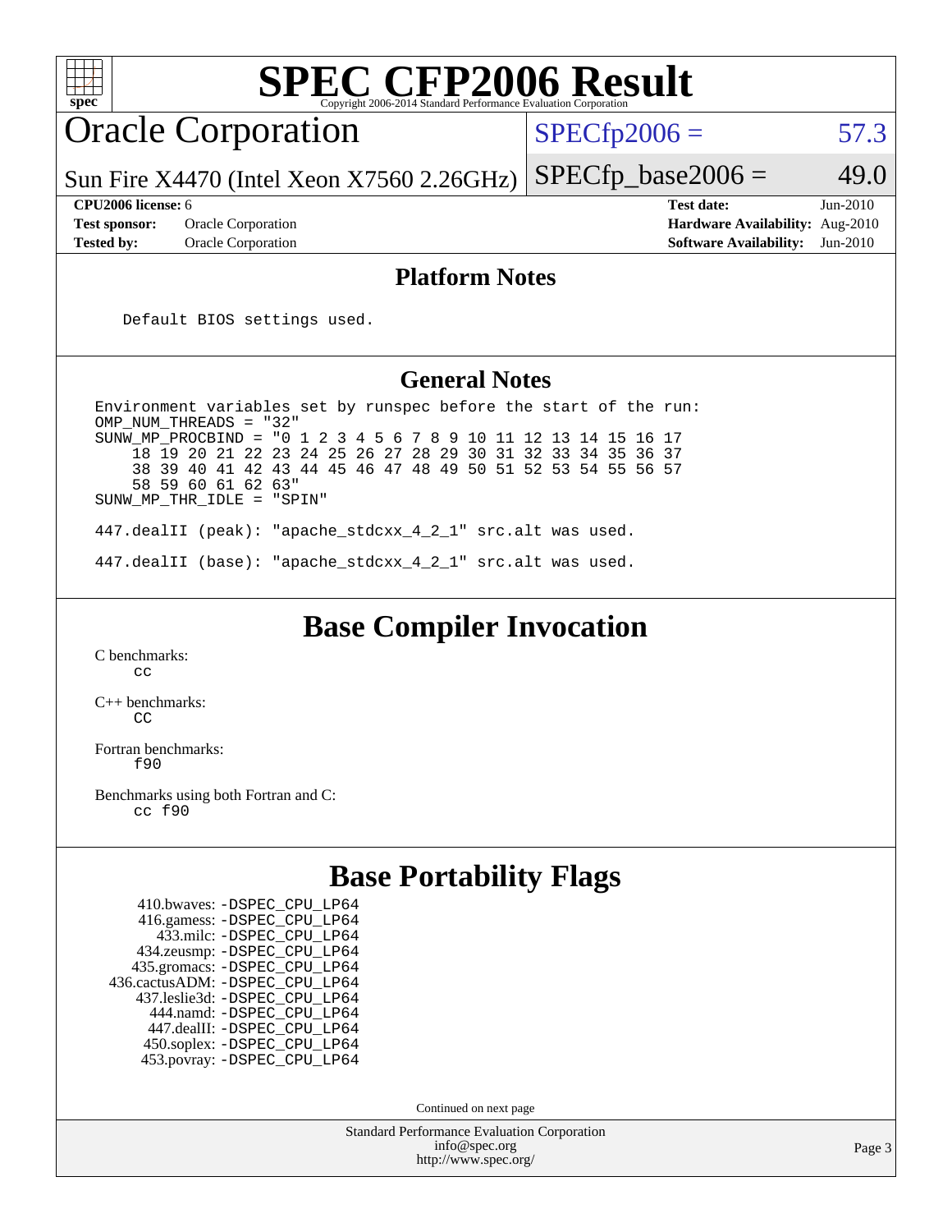# SPEC CFP2006 Result

Copyright 2006-2014 Standard Performance Evaluation Corporation

## Oracle Corporation

Sun Fire X4470 (Intel Xeon X7560 2.26GHz)

SPECfp2006 = 57.3

SPECfp_base2006 = 49.0

**CPU2006 license:** 6
**Test sponsor:** Oracle Corporation
**Tested by:** Oracle Corporation

**Test date:** Jun-2010
**Hardware Availability:** Aug-2010
**Software Availability:** Jun-2010

## Platform Notes

```
Default BIOS settings used.
```

## General Notes

```
Environment variables set by runspec before the start of the run:
OMP_NUM_THREADS = "32"
SUNW_MP_PROCBIND = "0 1 2 3 4 5 6 7 8 9 10 11 12 13 14 15 16 17
    18 19 20 21 22 23 24 25 26 27 28 29 30 31 32 33 34 35 36 37
    38 39 40 41 42 43 44 45 46 47 48 49 50 51 52 53 54 55 56 57
    58 59 60 61 62 63"
SUNW_MP_THR_IDLE = "SPIN"

447.dealII (peak): "apache_stdcxx_4_2_1" src.alt was used.

447.dealII (base): "apache_stdcxx_4_2_1" src.alt was used.
```

## Base Compiler Invocation

C benchmarks:
cc

C++ benchmarks:
CC

Fortran benchmarks:
f90

Benchmarks using both Fortran and C:
cc f90

## Base Portability Flags

410.bwaves: -DSPEC_CPU_LP64
416.gamess: -DSPEC_CPU_LP64
433.milc: -DSPEC_CPU_LP64
434.zeusmp: -DSPEC_CPU_LP64
435.gromacs: -DSPEC_CPU_LP64
436.cactusADM: -DSPEC_CPU_LP64
437.leslie3d: -DSPEC_CPU_LP64
444.namd: -DSPEC_CPU_LP64
447.dealII: -DSPEC_CPU_LP64
450.soplex: -DSPEC_CPU_LP64
453.povray: -DSPEC_CPU_LP64

Continued on next page

Standard Performance Evaluation Corporation
info@spec.org
http://www.spec.org/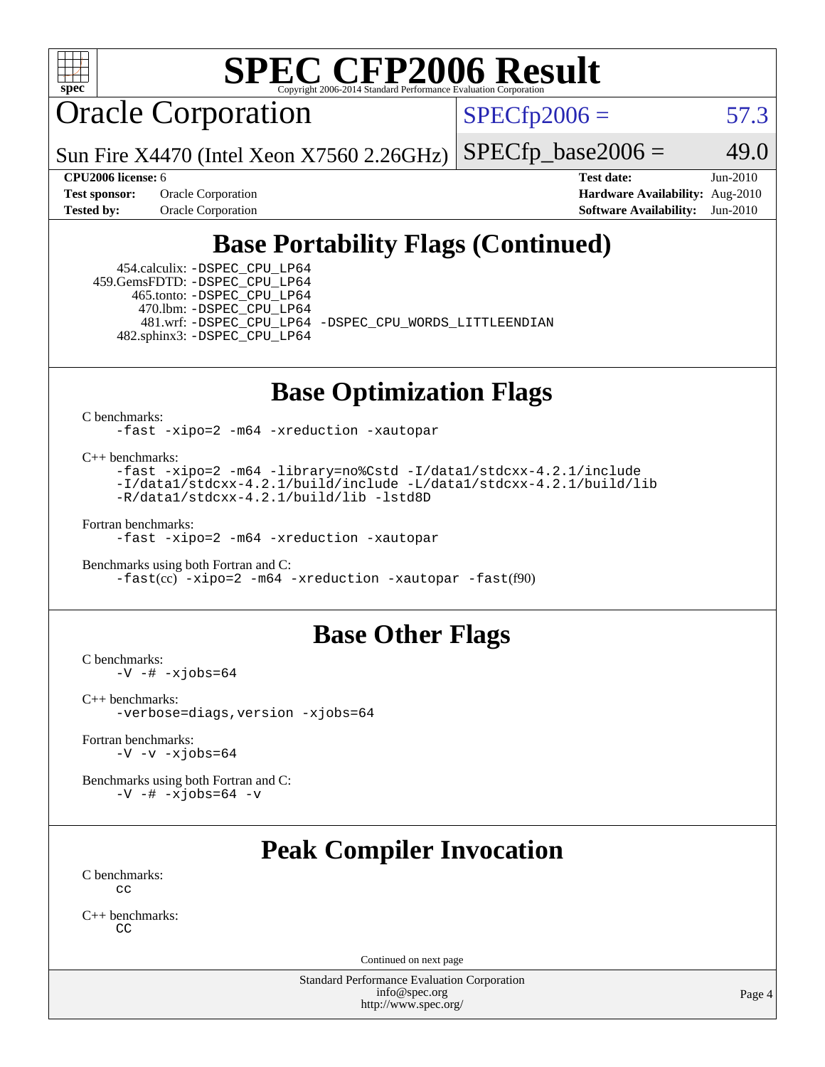# SPEC CFP2006 Result

Copyright 2006-2014 Standard Performance Evaluation Corporation

## Oracle Corporation

Sun Fire X4470 (Intel Xeon X7560 2.26GHz)

SPECfp2006 = 57.3

SPECfp_base2006 = 49.0

**CPU2006 license:** 6
**Test sponsor:** Oracle Corporation
**Tested by:** Oracle Corporation

**Test date:** Jun-2010
**Hardware Availability:** Aug-2010
**Software Availability:** Jun-2010

## Base Portability Flags (Continued)

454.calculix: -DSPEC_CPU_LP64
459.GemsFDTD: -DSPEC_CPU_LP64
465.tonto: -DSPEC_CPU_LP64
470.lbm: -DSPEC_CPU_LP64
481.wrf: -DSPEC_CPU_LP64 -DSPEC_CPU_WORDS_LITTLEENDIAN
482.sphinx3: -DSPEC_CPU_LP64

## Base Optimization Flags

C benchmarks:
-fast -xipo=2 -m64 -xreduction -xautopar

C++ benchmarks:
-fast -xipo=2 -m64 -library=no%Cstd -I/data1/stdcxx-4.2.1/include
-I/data1/stdcxx-4.2.1/build/include -L/data1/stdcxx-4.2.1/build/lib
-R/data1/stdcxx-4.2.1/build/lib -lstd8D

Fortran benchmarks:
-fast -xipo=2 -m64 -xreduction -xautopar

Benchmarks using both Fortran and C:
-fast(cc) -xipo=2 -m64 -xreduction -xautopar -fast(f90)

## Base Other Flags

C benchmarks:
-V -# -xjobs=64

C++ benchmarks:
-verbose=diags,version -xjobs=64

Fortran benchmarks:
-V -v -xjobs=64

Benchmarks using both Fortran and C:
-V -# -xjobs=64 -v

## Peak Compiler Invocation

C benchmarks:
cc

C++ benchmarks:
CC

Continued on next page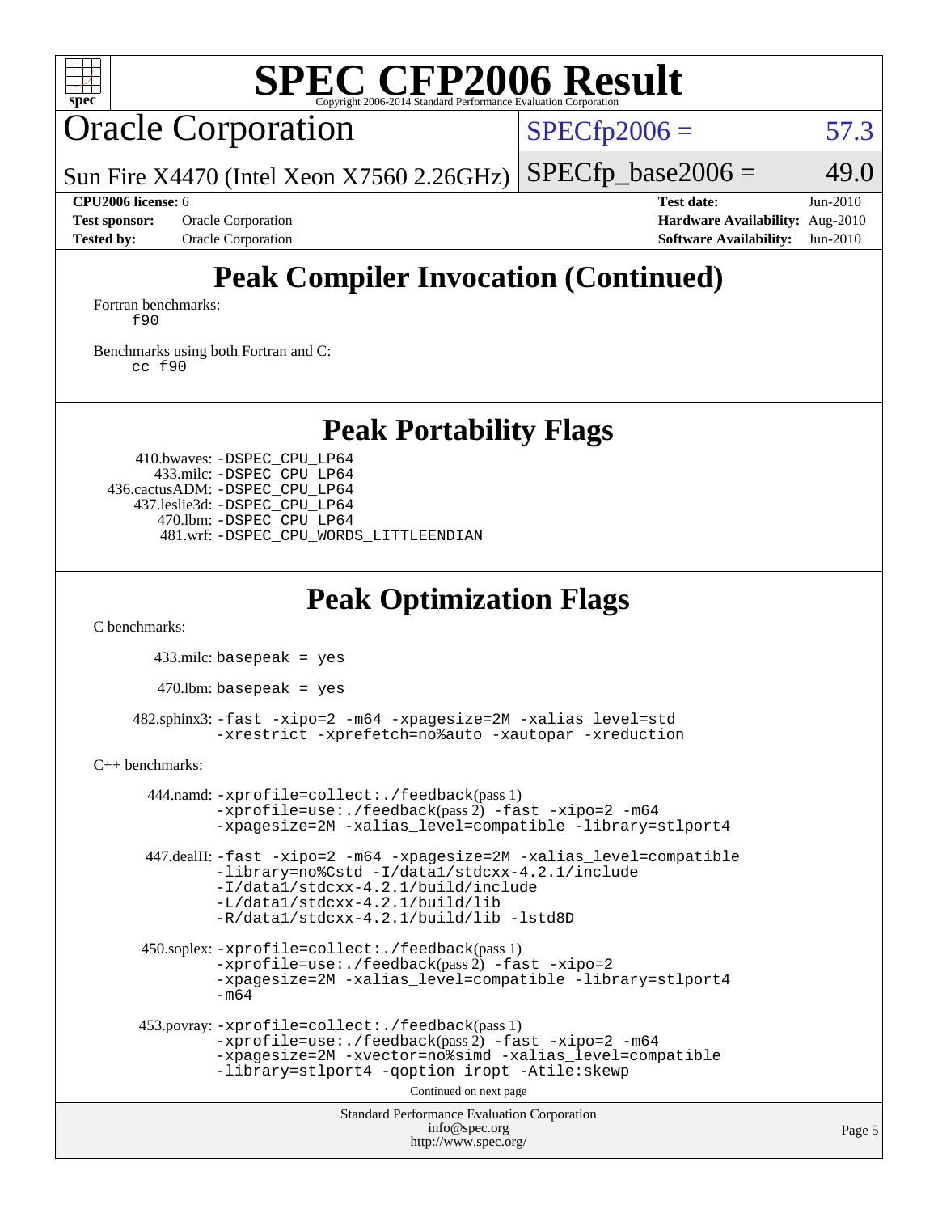# SPEC CFP2006 Result

Copyright 2006-2014 Standard Performance Evaluation Corporation

## Oracle Corporation

Sun Fire X4470 (Intel Xeon X7560 2.26GHz)

SPECfp2006 = 57.3

SPECfp_base2006 = 49.0

**CPU2006 license:** 6
**Test sponsor:** Oracle Corporation
**Tested by:** Oracle Corporation

**Test date:** Jun-2010
**Hardware Availability:** Aug-2010
**Software Availability:** Jun-2010

## Peak Compiler Invocation (Continued)

Fortran benchmarks:
```
f90
```

Benchmarks using both Fortran and C:
```
cc f90
```

## Peak Portability Flags

410.bwaves: -DSPEC_CPU_LP64
433.milc: -DSPEC_CPU_LP64
436.cactusADM: -DSPEC_CPU_LP64
437.leslie3d: -DSPEC_CPU_LP64
470.lbm: -DSPEC_CPU_LP64
481.wrf: -DSPEC_CPU_WORDS_LITTLEENDIAN

## Peak Optimization Flags

C benchmarks:

433.milc: basepeak = yes

470.lbm: basepeak = yes

482.sphinx3: -fast -xipo=2 -m64 -xpagesize=2M -xalias_level=std -xrestrict -xprefetch=no%auto -xautopar -xreduction

C++ benchmarks:

444.namd: -xprofile=collect:./feedback(pass 1) -xprofile=use:./feedback(pass 2) -fast -xipo=2 -m64 -xpagesize=2M -xalias_level=compatible -library=stlport4

447.dealII: -fast -xipo=2 -m64 -xpagesize=2M -xalias_level=compatible -library=no%Cstd -I/data1/stdcxx-4.2.1/include -I/data1/stdcxx-4.2.1/build/include -L/data1/stdcxx-4.2.1/build/lib -R/data1/stdcxx-4.2.1/build/lib -lstd8D

450.soplex: -xprofile=collect:./feedback(pass 1) -xprofile=use:./feedback(pass 2) -fast -xipo=2 -xpagesize=2M -xalias_level=compatible -library=stlport4 -m64

453.povray: -xprofile=collect:./feedback(pass 1) -xprofile=use:./feedback(pass 2) -fast -xipo=2 -m64 -xpagesize=2M -xvector=no%simd -xalias_level=compatible -library=stlport4 -qoption iropt -Atile:skewp

Continued on next page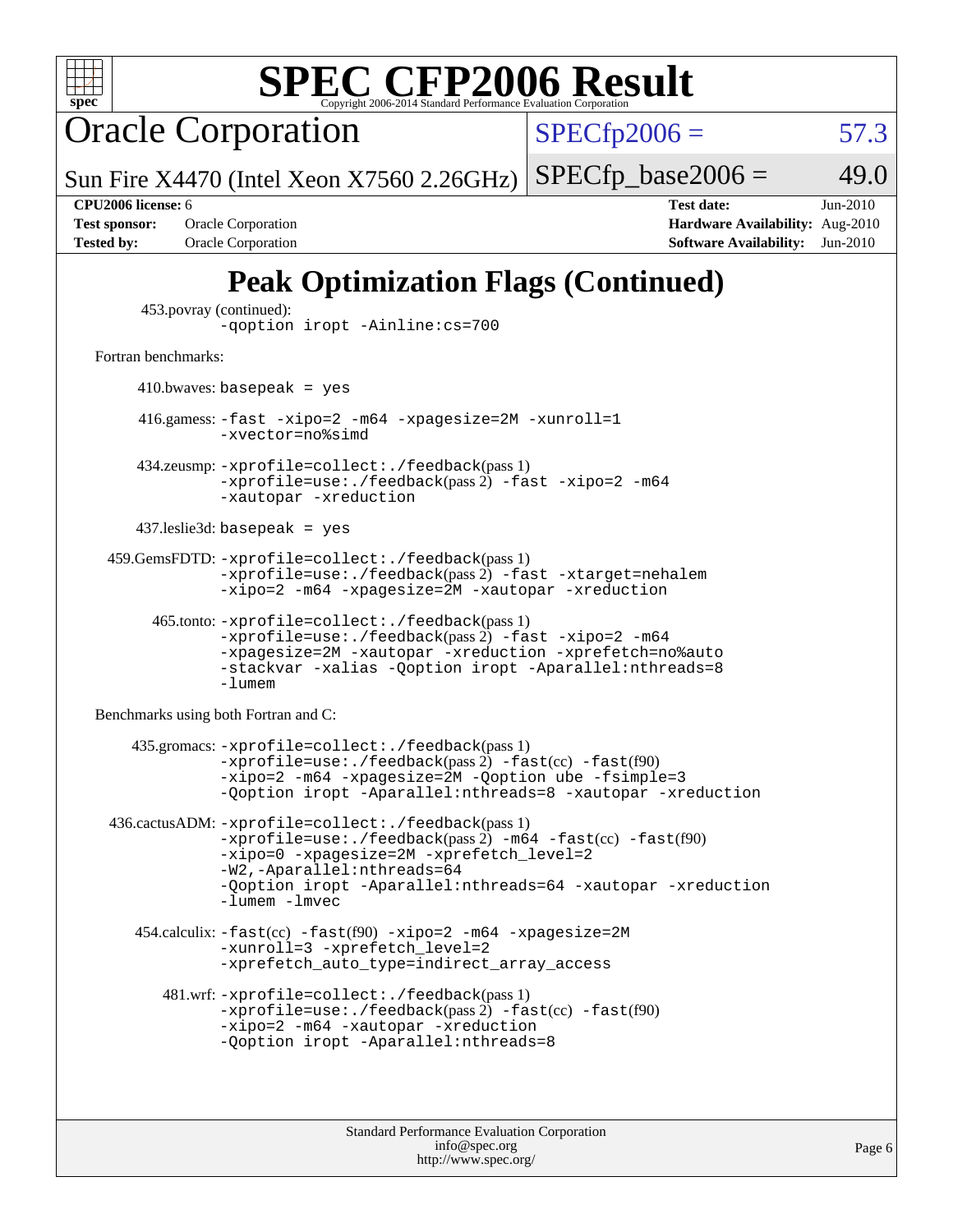# SPEC CFP2006 Result

Copyright 2006-2014 Standard Performance Evaluation Corporation

**Oracle Corporation**

Sun Fire X4470 (Intel Xeon X7560 2.26GHz)

SPECfp2006 = 57.3

SPECfp_base2006 = 49.0

| | | | |
|---|---|---|---|
| **CPU2006 license:** 6 | | **Test date:** | Jun-2010 |
| **Test sponsor:** | Oracle Corporation | **Hardware Availability:** | Aug-2010 |
| **Tested by:** | Oracle Corporation | **Software Availability:** | Jun-2010 |

## Peak Optimization Flags (Continued)

453.povray (continued):
```
-Qoption iropt -Ainline:cs=700
```

Fortran benchmarks:

410.bwaves: `basepeak = yes`

416.gamess: `-fast -xipo=2 -m64 -xpagesize=2M -xunroll=1 -xvector=no%simd`

434.zeusmp: `-xprofile=collect:./feedback`(pass 1) `-xprofile=use:./feedback`(pass 2) `-fast -xipo=2 -m64 -xautopar -xreduction`

437.leslie3d: `basepeak = yes`

459.GemsFDTD: `-xprofile=collect:./feedback`(pass 1) `-xprofile=use:./feedback`(pass 2) `-fast -xtarget=nehalem -xipo=2 -m64 -xpagesize=2M -xautopar -xreduction`

465.tonto: `-xprofile=collect:./feedback`(pass 1) `-xprofile=use:./feedback`(pass 2) `-fast -xipo=2 -m64 -xpagesize=2M -xautopar -xreduction -xprefetch=no%auto -stackvar -xalias -Qoption iropt -Aparallel:nthreads=8 -lumem`

Benchmarks using both Fortran and C:

435.gromacs: `-xprofile=collect:./feedback`(pass 1) `-xprofile=use:./feedback`(pass 2) `-fast`(cc) `-fast`(f90) `-xipo=2 -m64 -xpagesize=2M -Qoption ube -fsimple=3 -Qoption iropt -Aparallel:nthreads=8 -xautopar -xreduction`

436.cactusADM: `-xprofile=collect:./feedback`(pass 1) `-xprofile=use:./feedback`(pass 2) `-m64 -fast`(cc) `-fast`(f90) `-xipo=0 -xpagesize=2M -xprefetch_level=2 -W2,-Aparallel:nthreads=64 -Qoption iropt -Aparallel:nthreads=64 -xautopar -xreduction -lumem -lmvec`

454.calculix: `-fast`(cc) `-fast`(f90) `-xipo=2 -m64 -xpagesize=2M -xunroll=3 -xprefetch_level=2 -xprefetch_auto_type=indirect_array_access`

481.wrf: `-xprofile=collect:./feedback`(pass 1) `-xprofile=use:./feedback`(pass 2) `-fast`(cc) `-fast`(f90) `-xipo=2 -m64 -xautopar -xreduction -Qoption iropt -Aparallel:nthreads=8`

Standard Performance Evaluation Corporation
info@spec.org
http://www.spec.org/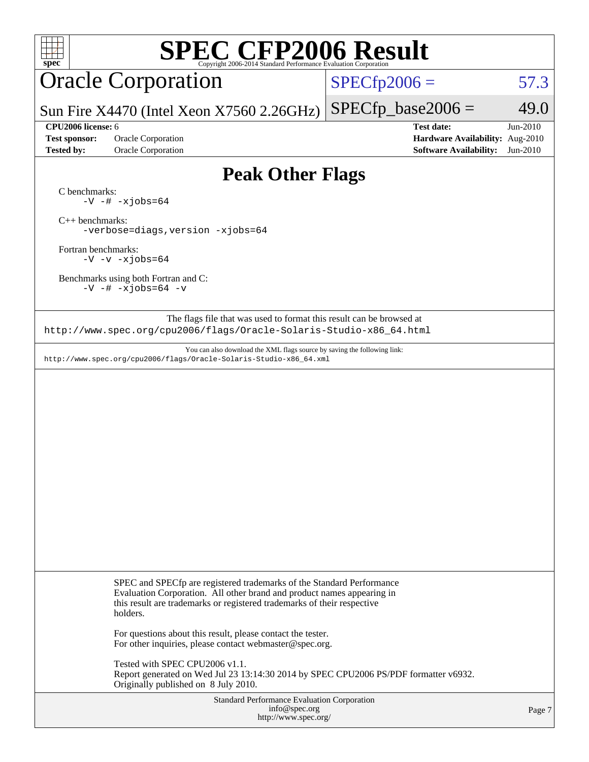## Peak Other Flags

C benchmarks:
`-V -# -xjobs=64`

C++ benchmarks:
`-verbose=diags,version -xjobs=64`

Fortran benchmarks:
`-V -v -xjobs=64`

Benchmarks using both Fortran and C:
`-V -# -xjobs=64 -v`

The flags file that was used to format this result can be browsed at
http://www.spec.org/cpu2006/flags/Oracle-Solaris-Studio-x86_64.html

You can also download the XML flags source by saving the following link:
http://www.spec.org/cpu2006/flags/Oracle-Solaris-Studio-x86_64.xml

SPEC and SPECfp are registered trademarks of the Standard Performance Evaluation Corporation. All other brand and product names appearing in this result are trademarks or registered trademarks of their respective holders.

For questions about this result, please contact the tester.
For other inquiries, please contact webmaster@spec.org.

Tested with SPEC CPU2006 v1.1.
Report generated on Wed Jul 23 13:14:30 2014 by SPEC CPU2006 PS/PDF formatter v6932.
Originally published on 8 July 2010.